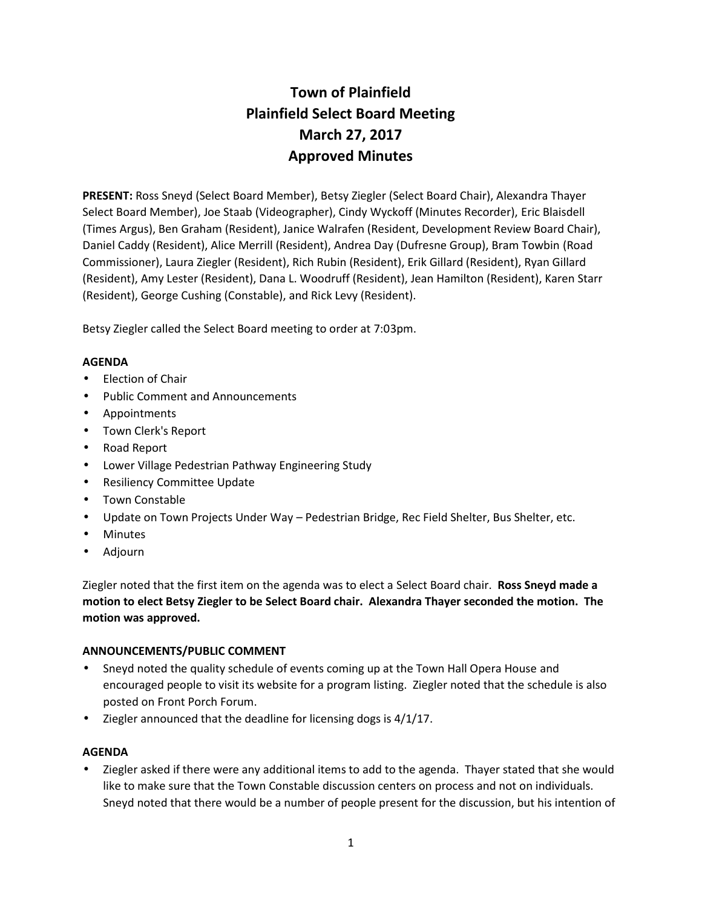# Town of Plainfield
# Plainfield Select Board Meeting
# March 27, 2017
# Approved Minutes

**PRESENT:** Ross Sneyd (Select Board Member), Betsy Ziegler (Select Board Chair), Alexandra Thayer Select Board Member), Joe Staab (Videographer), Cindy Wyckoff (Minutes Recorder), Eric Blaisdell (Times Argus), Ben Graham (Resident), Janice Walrafen (Resident, Development Review Board Chair), Daniel Caddy (Resident), Alice Merrill (Resident), Andrea Day (Dufresne Group), Bram Towbin (Road Commissioner), Laura Ziegler (Resident), Rich Rubin (Resident), Erik Gillard (Resident), Ryan Gillard (Resident), Amy Lester (Resident), Dana L. Woodruff (Resident), Jean Hamilton (Resident), Karen Starr (Resident), George Cushing (Constable), and Rick Levy (Resident).

Betsy Ziegler called the Select Board meeting to order at 7:03pm.

**AGENDA**

- Election of Chair
- Public Comment and Announcements
- Appointments
- Town Clerk's Report
- Road Report
- Lower Village Pedestrian Pathway Engineering Study
- Resiliency Committee Update
- Town Constable
- Update on Town Projects Under Way – Pedestrian Bridge, Rec Field Shelter, Bus Shelter, etc.
- Minutes
- Adjourn

Ziegler noted that the first item on the agenda was to elect a Select Board chair. **Ross Sneyd made a motion to elect Betsy Ziegler to be Select Board chair. Alexandra Thayer seconded the motion. The motion was approved.**

**ANNOUNCEMENTS/PUBLIC COMMENT**

- Sneyd noted the quality schedule of events coming up at the Town Hall Opera House and encouraged people to visit its website for a program listing. Ziegler noted that the schedule is also posted on Front Porch Forum.
- Ziegler announced that the deadline for licensing dogs is 4/1/17.

**AGENDA**

- Ziegler asked if there were any additional items to add to the agenda. Thayer stated that she would like to make sure that the Town Constable discussion centers on process and not on individuals. Sneyd noted that there would be a number of people present for the discussion, but his intention of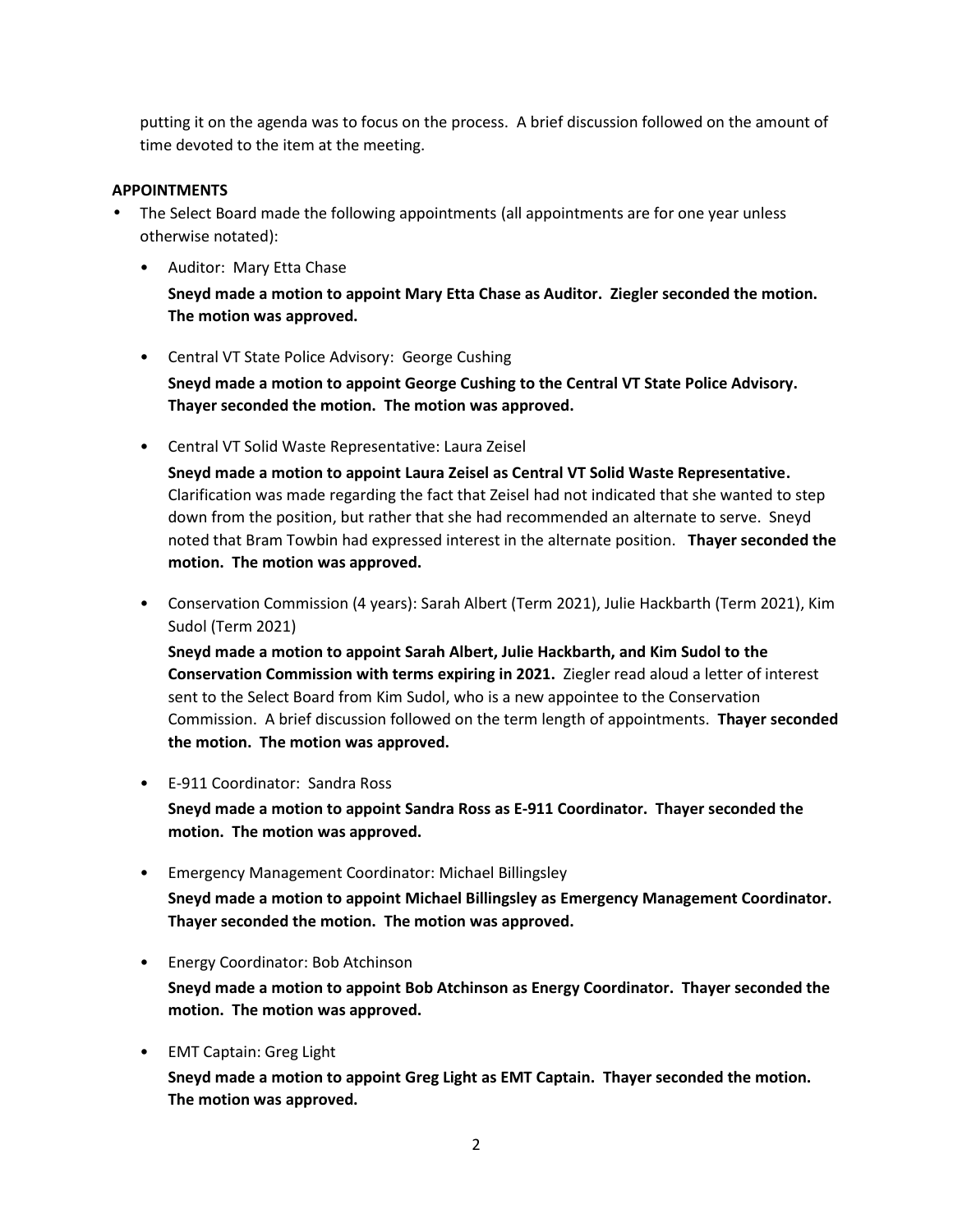putting it on the agenda was to focus on the process. A brief discussion followed on the amount of time devoted to the item at the meeting.

**APPOINTMENTS**

- The Select Board made the following appointments (all appointments are for one year unless otherwise notated):

    - Auditor: Mary Etta Chase

      **Sneyd made a motion to appoint Mary Etta Chase as Auditor. Ziegler seconded the motion. The motion was approved.**

    - Central VT State Police Advisory: George Cushing

      **Sneyd made a motion to appoint George Cushing to the Central VT State Police Advisory. Thayer seconded the motion. The motion was approved.**

    - Central VT Solid Waste Representative: Laura Zeisel

      **Sneyd made a motion to appoint Laura Zeisel as Central VT Solid Waste Representative.** Clarification was made regarding the fact that Zeisel had not indicated that she wanted to step down from the position, but rather that she had recommended an alternate to serve. Sneyd noted that Bram Towbin had expressed interest in the alternate position. **Thayer seconded the motion. The motion was approved.**

    - Conservation Commission (4 years): Sarah Albert (Term 2021), Julie Hackbarth (Term 2021), Kim Sudol (Term 2021)

      **Sneyd made a motion to appoint Sarah Albert, Julie Hackbarth, and Kim Sudol to the Conservation Commission with terms expiring in 2021.** Ziegler read aloud a letter of interest sent to the Select Board from Kim Sudol, who is a new appointee to the Conservation Commission. A brief discussion followed on the term length of appointments. **Thayer seconded the motion. The motion was approved.**

    - E-911 Coordinator: Sandra Ross

      **Sneyd made a motion to appoint Sandra Ross as E-911 Coordinator. Thayer seconded the motion. The motion was approved.**

    - Emergency Management Coordinator: Michael Billingsley

      **Sneyd made a motion to appoint Michael Billingsley as Emergency Management Coordinator. Thayer seconded the motion. The motion was approved.**

    - Energy Coordinator: Bob Atchinson

      **Sneyd made a motion to appoint Bob Atchinson as Energy Coordinator. Thayer seconded the motion. The motion was approved.**

    - EMT Captain: Greg Light

      **Sneyd made a motion to appoint Greg Light as EMT Captain. Thayer seconded the motion. The motion was approved.**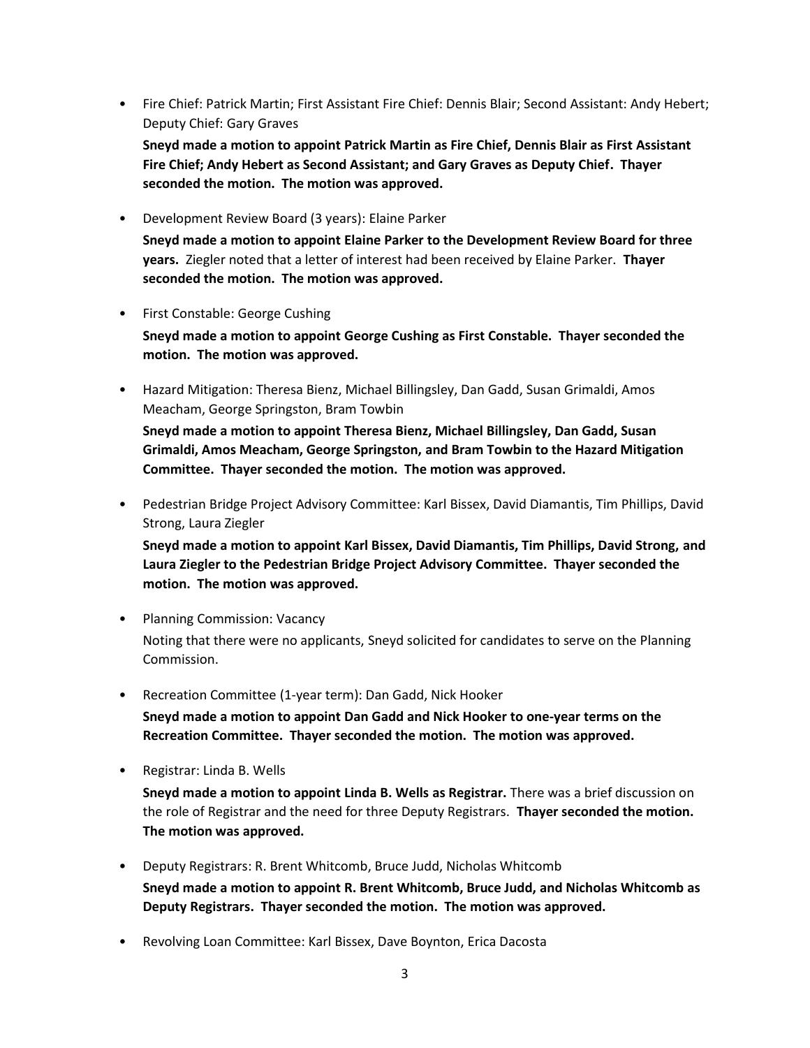- Fire Chief: Patrick Martin; First Assistant Fire Chief: Dennis Blair; Second Assistant: Andy Hebert; Deputy Chief: Gary Graves

  **Sneyd made a motion to appoint Patrick Martin as Fire Chief, Dennis Blair as First Assistant Fire Chief; Andy Hebert as Second Assistant; and Gary Graves as Deputy Chief. Thayer seconded the motion. The motion was approved.**

- Development Review Board (3 years): Elaine Parker

  **Sneyd made a motion to appoint Elaine Parker to the Development Review Board for three years.** Ziegler noted that a letter of interest had been received by Elaine Parker. **Thayer seconded the motion. The motion was approved.**

- First Constable: George Cushing

  **Sneyd made a motion to appoint George Cushing as First Constable. Thayer seconded the motion. The motion was approved.**

- Hazard Mitigation: Theresa Bienz, Michael Billingsley, Dan Gadd, Susan Grimaldi, Amos Meacham, George Springston, Bram Towbin

  **Sneyd made a motion to appoint Theresa Bienz, Michael Billingsley, Dan Gadd, Susan Grimaldi, Amos Meacham, George Springston, and Bram Towbin to the Hazard Mitigation Committee. Thayer seconded the motion. The motion was approved.**

- Pedestrian Bridge Project Advisory Committee: Karl Bissex, David Diamantis, Tim Phillips, David Strong, Laura Ziegler

  **Sneyd made a motion to appoint Karl Bissex, David Diamantis, Tim Phillips, David Strong, and Laura Ziegler to the Pedestrian Bridge Project Advisory Committee. Thayer seconded the motion. The motion was approved.**

- Planning Commission: Vacancy

  Noting that there were no applicants, Sneyd solicited for candidates to serve on the Planning Commission.

- Recreation Committee (1-year term): Dan Gadd, Nick Hooker

  **Sneyd made a motion to appoint Dan Gadd and Nick Hooker to one-year terms on the Recreation Committee. Thayer seconded the motion. The motion was approved.**

- Registrar: Linda B. Wells

  **Sneyd made a motion to appoint Linda B. Wells as Registrar.** There was a brief discussion on the role of Registrar and the need for three Deputy Registrars. **Thayer seconded the motion. The motion was approved.**

- Deputy Registrars: R. Brent Whitcomb, Bruce Judd, Nicholas Whitcomb

  **Sneyd made a motion to appoint R. Brent Whitcomb, Bruce Judd, and Nicholas Whitcomb as Deputy Registrars. Thayer seconded the motion. The motion was approved.**

- Revolving Loan Committee: Karl Bissex, Dave Boynton, Erica Dacosta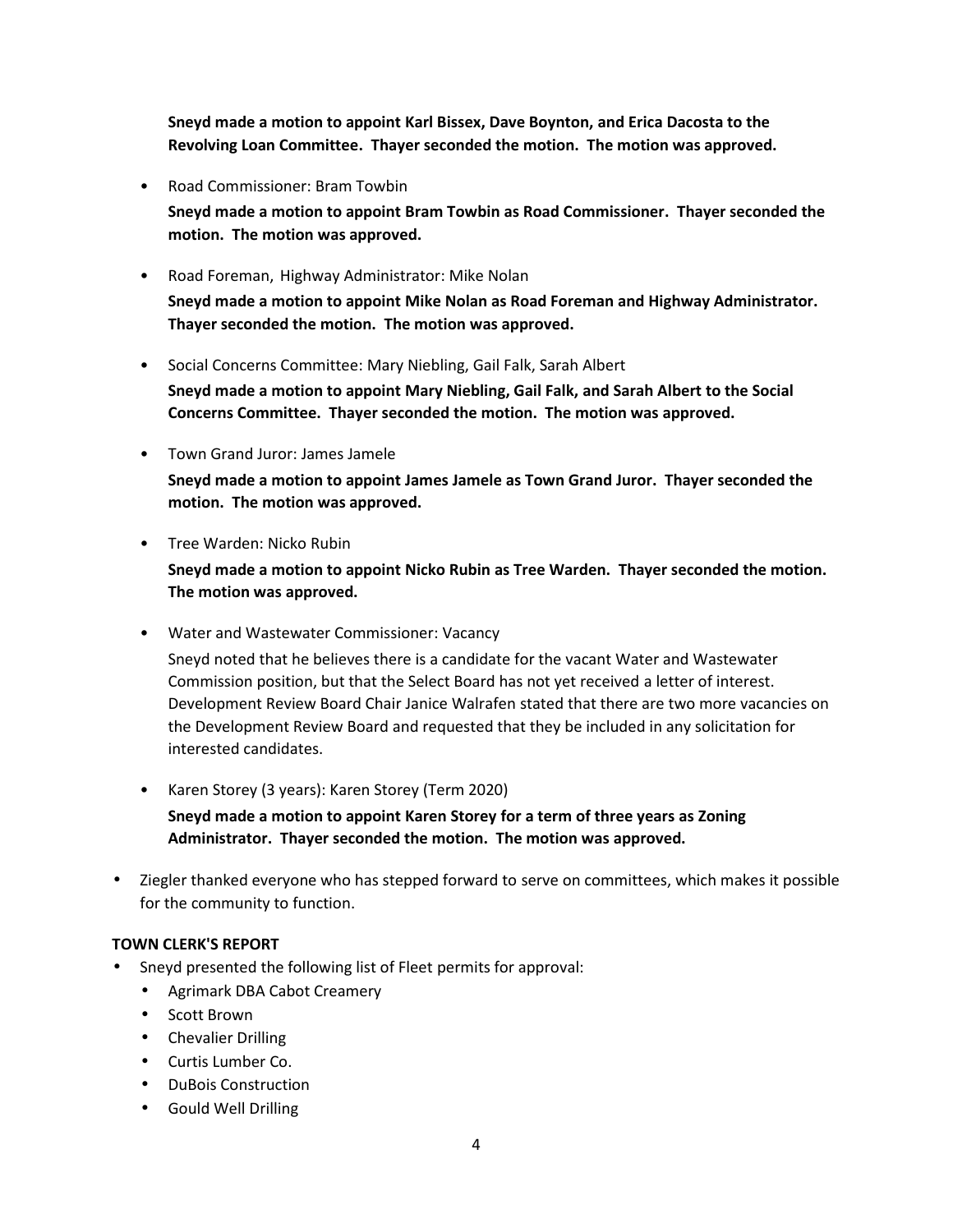**Sneyd made a motion to appoint Karl Bissex, Dave Boynton, and Erica Dacosta to the Revolving Loan Committee. Thayer seconded the motion. The motion was approved.**

- Road Commissioner: Bram Towbin

  **Sneyd made a motion to appoint Bram Towbin as Road Commissioner. Thayer seconded the motion. The motion was approved.**

- Road Foreman, Highway Administrator: Mike Nolan

  **Sneyd made a motion to appoint Mike Nolan as Road Foreman and Highway Administrator. Thayer seconded the motion. The motion was approved.**

- Social Concerns Committee: Mary Niebling, Gail Falk, Sarah Albert

  **Sneyd made a motion to appoint Mary Niebling, Gail Falk, and Sarah Albert to the Social Concerns Committee. Thayer seconded the motion. The motion was approved.**

- Town Grand Juror: James Jamele

  **Sneyd made a motion to appoint James Jamele as Town Grand Juror. Thayer seconded the motion. The motion was approved.**

- Tree Warden: Nicko Rubin

  **Sneyd made a motion to appoint Nicko Rubin as Tree Warden. Thayer seconded the motion. The motion was approved.**

- Water and Wastewater Commissioner: Vacancy

  Sneyd noted that he believes there is a candidate for the vacant Water and Wastewater Commission position, but that the Select Board has not yet received a letter of interest. Development Review Board Chair Janice Walrafen stated that there are two more vacancies on the Development Review Board and requested that they be included in any solicitation for interested candidates.

- Karen Storey (3 years): Karen Storey (Term 2020)

  **Sneyd made a motion to appoint Karen Storey for a term of three years as Zoning Administrator. Thayer seconded the motion. The motion was approved.**

- Ziegler thanked everyone who has stepped forward to serve on committees, which makes it possible for the community to function.

**TOWN CLERK'S REPORT**

- Sneyd presented the following list of Fleet permits for approval:
  - Agrimark DBA Cabot Creamery
  - Scott Brown
  - Chevalier Drilling
  - Curtis Lumber Co.
  - DuBois Construction
  - Gould Well Drilling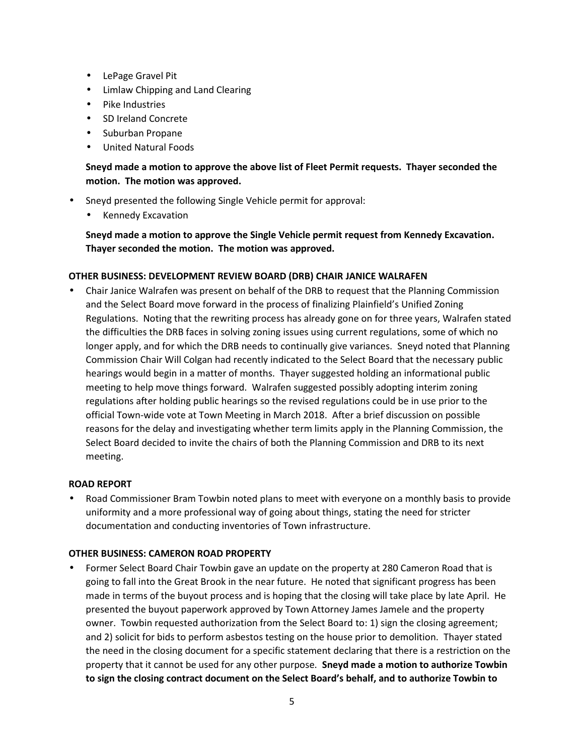- LePage Gravel Pit
- Limlaw Chipping and Land Clearing
- Pike Industries
- SD Ireland Concrete
- Suburban Propane
- United Natural Foods

  **Sneyd made a motion to approve the above list of Fleet Permit requests. Thayer seconded the motion. The motion was approved.**

- Sneyd presented the following Single Vehicle permit for approval:
  - Kennedy Excavation

  **Sneyd made a motion to approve the Single Vehicle permit request from Kennedy Excavation. Thayer seconded the motion. The motion was approved.**

**OTHER BUSINESS: DEVELOPMENT REVIEW BOARD (DRB) CHAIR JANICE WALRAFEN**

- Chair Janice Walrafen was present on behalf of the DRB to request that the Planning Commission and the Select Board move forward in the process of finalizing Plainfield's Unified Zoning Regulations. Noting that the rewriting process has already gone on for three years, Walrafen stated the difficulties the DRB faces in solving zoning issues using current regulations, some of which no longer apply, and for which the DRB needs to continually give variances. Sneyd noted that Planning Commission Chair Will Colgan had recently indicated to the Select Board that the necessary public hearings would begin in a matter of months. Thayer suggested holding an informational public meeting to help move things forward. Walrafen suggested possibly adopting interim zoning regulations after holding public hearings so the revised regulations could be in use prior to the official Town-wide vote at Town Meeting in March 2018. After a brief discussion on possible reasons for the delay and investigating whether term limits apply in the Planning Commission, the Select Board decided to invite the chairs of both the Planning Commission and DRB to its next meeting.

**ROAD REPORT**

- Road Commissioner Bram Towbin noted plans to meet with everyone on a monthly basis to provide uniformity and a more professional way of going about things, stating the need for stricter documentation and conducting inventories of Town infrastructure.

**OTHER BUSINESS: CAMERON ROAD PROPERTY**

- Former Select Board Chair Towbin gave an update on the property at 280 Cameron Road that is going to fall into the Great Brook in the near future. He noted that significant progress has been made in terms of the buyout process and is hoping that the closing will take place by late April. He presented the buyout paperwork approved by Town Attorney James Jamele and the property owner. Towbin requested authorization from the Select Board to: 1) sign the closing agreement; and 2) solicit for bids to perform asbestos testing on the house prior to demolition. Thayer stated the need in the closing document for a specific statement declaring that there is a restriction on the property that it cannot be used for any other purpose. **Sneyd made a motion to authorize Towbin to sign the closing contract document on the Select Board's behalf, and to authorize Towbin to**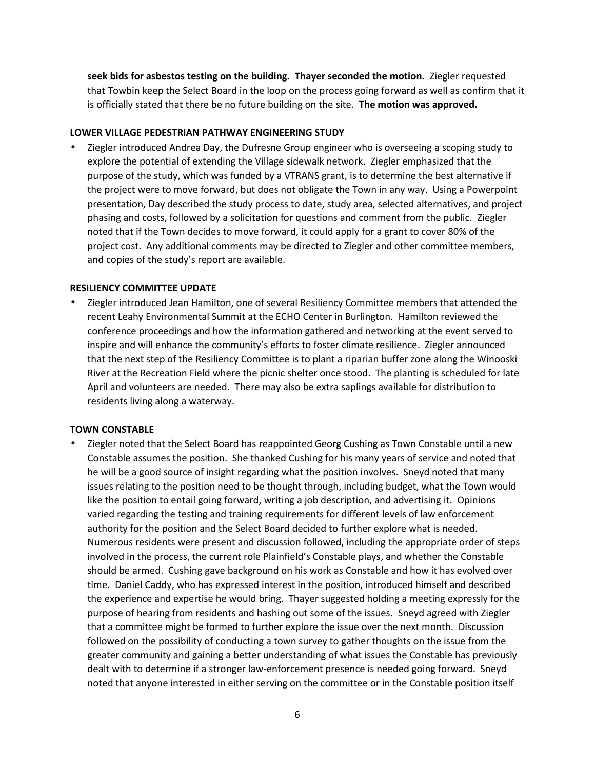**seek bids for asbestos testing on the building. Thayer seconded the motion.** Ziegler requested that Towbin keep the Select Board in the loop on the process going forward as well as confirm that it is officially stated that there be no future building on the site. **The motion was approved.**

**LOWER VILLAGE PEDESTRIAN PATHWAY ENGINEERING STUDY**

- Ziegler introduced Andrea Day, the Dufresne Group engineer who is overseeing a scoping study to explore the potential of extending the Village sidewalk network. Ziegler emphasized that the purpose of the study, which was funded by a VTRANS grant, is to determine the best alternative if the project were to move forward, but does not obligate the Town in any way. Using a Powerpoint presentation, Day described the study process to date, study area, selected alternatives, and project phasing and costs, followed by a solicitation for questions and comment from the public. Ziegler noted that if the Town decides to move forward, it could apply for a grant to cover 80% of the project cost. Any additional comments may be directed to Ziegler and other committee members, and copies of the study's report are available.

**RESILIENCY COMMITTEE UPDATE**

- Ziegler introduced Jean Hamilton, one of several Resiliency Committee members that attended the recent Leahy Environmental Summit at the ECHO Center in Burlington. Hamilton reviewed the conference proceedings and how the information gathered and networking at the event served to inspire and will enhance the community's efforts to foster climate resilience. Ziegler announced that the next step of the Resiliency Committee is to plant a riparian buffer zone along the Winooski River at the Recreation Field where the picnic shelter once stood. The planting is scheduled for late April and volunteers are needed. There may also be extra saplings available for distribution to residents living along a waterway.

**TOWN CONSTABLE**

- Ziegler noted that the Select Board has reappointed Georg Cushing as Town Constable until a new Constable assumes the position. She thanked Cushing for his many years of service and noted that he will be a good source of insight regarding what the position involves. Sneyd noted that many issues relating to the position need to be thought through, including budget, what the Town would like the position to entail going forward, writing a job description, and advertising it. Opinions varied regarding the testing and training requirements for different levels of law enforcement authority for the position and the Select Board decided to further explore what is needed. Numerous residents were present and discussion followed, including the appropriate order of steps involved in the process, the current role Plainfield's Constable plays, and whether the Constable should be armed. Cushing gave background on his work as Constable and how it has evolved over time. Daniel Caddy, who has expressed interest in the position, introduced himself and described the experience and expertise he would bring. Thayer suggested holding a meeting expressly for the purpose of hearing from residents and hashing out some of the issues. Sneyd agreed with Ziegler that a committee might be formed to further explore the issue over the next month. Discussion followed on the possibility of conducting a town survey to gather thoughts on the issue from the greater community and gaining a better understanding of what issues the Constable has previously dealt with to determine if a stronger law-enforcement presence is needed going forward. Sneyd noted that anyone interested in either serving on the committee or in the Constable position itself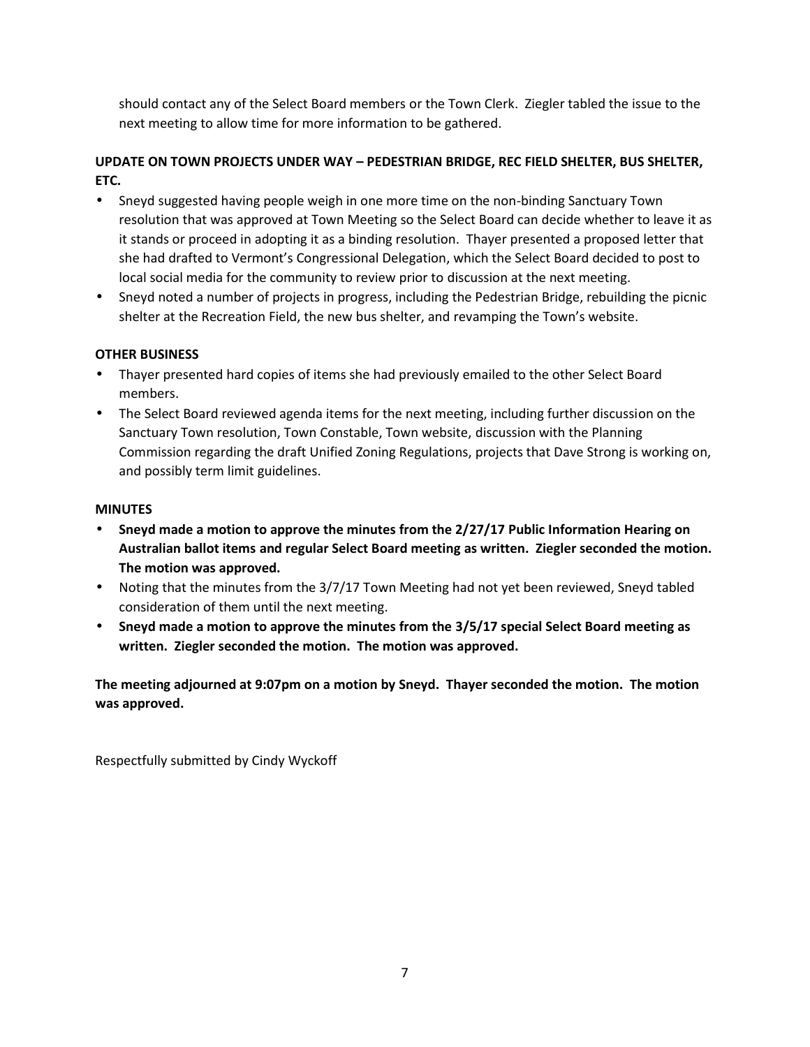should contact any of the Select Board members or the Town Clerk. Ziegler tabled the issue to the next meeting to allow time for more information to be gathered.

**UPDATE ON TOWN PROJECTS UNDER WAY – PEDESTRIAN BRIDGE, REC FIELD SHELTER, BUS SHELTER, ETC.**

- Sneyd suggested having people weigh in one more time on the non-binding Sanctuary Town resolution that was approved at Town Meeting so the Select Board can decide whether to leave it as it stands or proceed in adopting it as a binding resolution. Thayer presented a proposed letter that she had drafted to Vermont's Congressional Delegation, which the Select Board decided to post to local social media for the community to review prior to discussion at the next meeting.
- Sneyd noted a number of projects in progress, including the Pedestrian Bridge, rebuilding the picnic shelter at the Recreation Field, the new bus shelter, and revamping the Town's website.

**OTHER BUSINESS**

- Thayer presented hard copies of items she had previously emailed to the other Select Board members.
- The Select Board reviewed agenda items for the next meeting, including further discussion on the Sanctuary Town resolution, Town Constable, Town website, discussion with the Planning Commission regarding the draft Unified Zoning Regulations, projects that Dave Strong is working on, and possibly term limit guidelines.

**MINUTES**

- **Sneyd made a motion to approve the minutes from the 2/27/17 Public Information Hearing on Australian ballot items and regular Select Board meeting as written. Ziegler seconded the motion. The motion was approved.**
- Noting that the minutes from the 3/7/17 Town Meeting had not yet been reviewed, Sneyd tabled consideration of them until the next meeting.
- **Sneyd made a motion to approve the minutes from the 3/5/17 special Select Board meeting as written. Ziegler seconded the motion. The motion was approved.**

**The meeting adjourned at 9:07pm on a motion by Sneyd. Thayer seconded the motion. The motion was approved.**

Respectfully submitted by Cindy Wyckoff